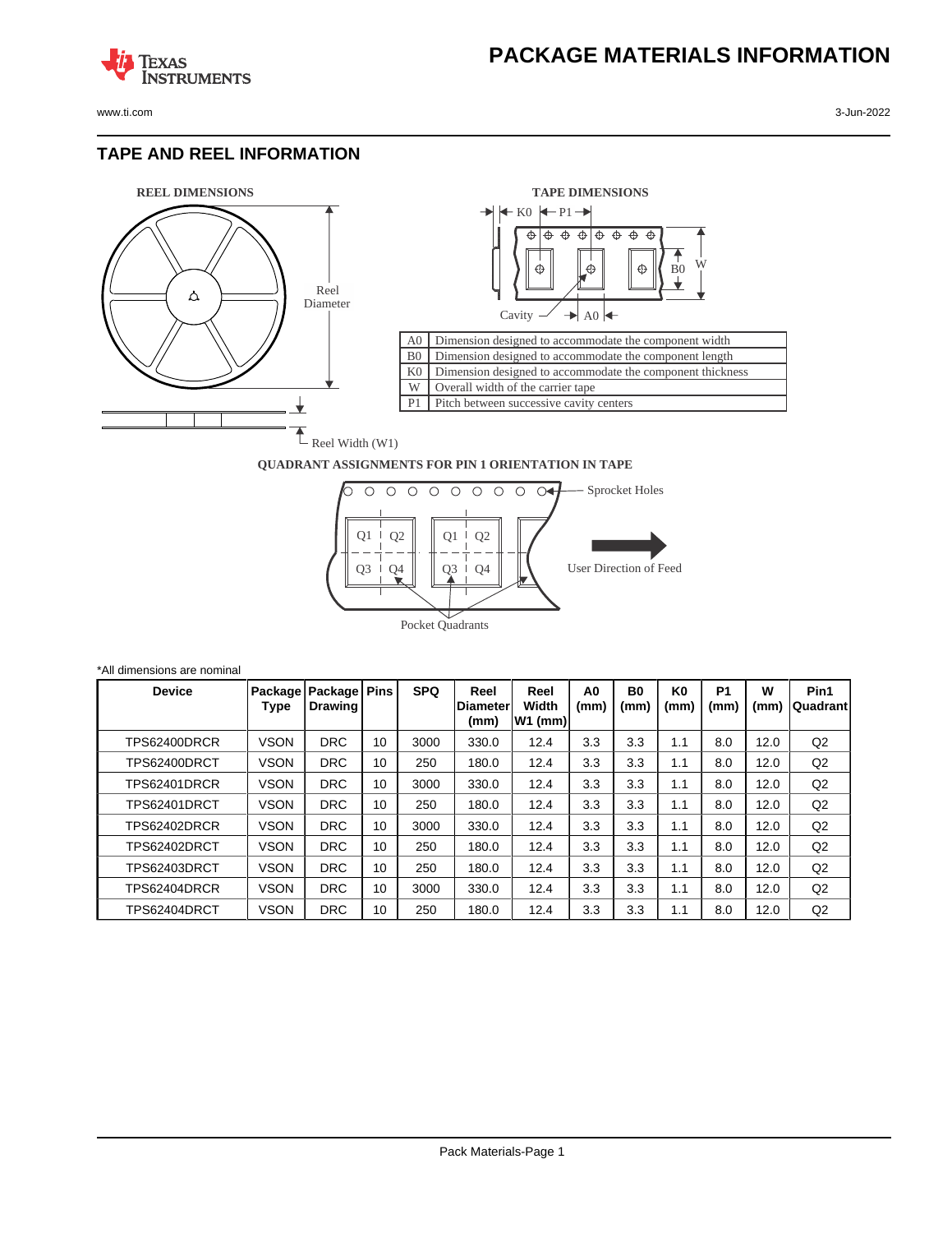# PACKAGE MATERIALS INFORMATION

## TAPE AND REEL INFORMATION

**REEL DIMENSIONS**

Reel Diameter

Reel Width (W1)

**TAPE DIMENSIONS**

K0 P1

B0 W

Cavity A0

| | |
|---|---|
| A0 | Dimension designed to accommodate the component width |
| B0 | Dimension designed to accommodate the component length |
| K0 | Dimension designed to accommodate the component thickness |
| W | Overall width of the carrier tape |
| P1 | Pitch between successive cavity centers |

**QUADRANT ASSIGNMENTS FOR PIN 1 ORIENTATION IN TAPE**

Sprocket Holes

Q1 Q2 Q3 Q4

User Direction of Feed

Pocket Quadrants

*All dimensions are nominal

| Device | Package Type | Package Drawing | Pins | SPQ | Reel Diameter (mm) | Reel Width W1 (mm) | A0 (mm) | B0 (mm) | K0 (mm) | P1 (mm) | W (mm) | Pin1 Quadrant |
|---|---|---|---|---|---|---|---|---|---|---|---|---|
| TPS62400DRCR | VSON | DRC | 10 | 3000 | 330.0 | 12.4 | 3.3 | 3.3 | 1.1 | 8.0 | 12.0 | Q2 |
| TPS62400DRCT | VSON | DRC | 10 | 250 | 180.0 | 12.4 | 3.3 | 3.3 | 1.1 | 8.0 | 12.0 | Q2 |
| TPS62401DRCR | VSON | DRC | 10 | 3000 | 330.0 | 12.4 | 3.3 | 3.3 | 1.1 | 8.0 | 12.0 | Q2 |
| TPS62401DRCT | VSON | DRC | 10 | 250 | 180.0 | 12.4 | 3.3 | 3.3 | 1.1 | 8.0 | 12.0 | Q2 |
| TPS62402DRCR | VSON | DRC | 10 | 3000 | 330.0 | 12.4 | 3.3 | 3.3 | 1.1 | 8.0 | 12.0 | Q2 |
| TPS62402DRCT | VSON | DRC | 10 | 250 | 180.0 | 12.4 | 3.3 | 3.3 | 1.1 | 8.0 | 12.0 | Q2 |
| TPS62403DRCT | VSON | DRC | 10 | 250 | 180.0 | 12.4 | 3.3 | 3.3 | 1.1 | 8.0 | 12.0 | Q2 |
| TPS62404DRCR | VSON | DRC | 10 | 3000 | 330.0 | 12.4 | 3.3 | 3.3 | 1.1 | 8.0 | 12.0 | Q2 |
| TPS62404DRCT | VSON | DRC | 10 | 250 | 180.0 | 12.4 | 3.3 | 3.3 | 1.1 | 8.0 | 12.0 | Q2 |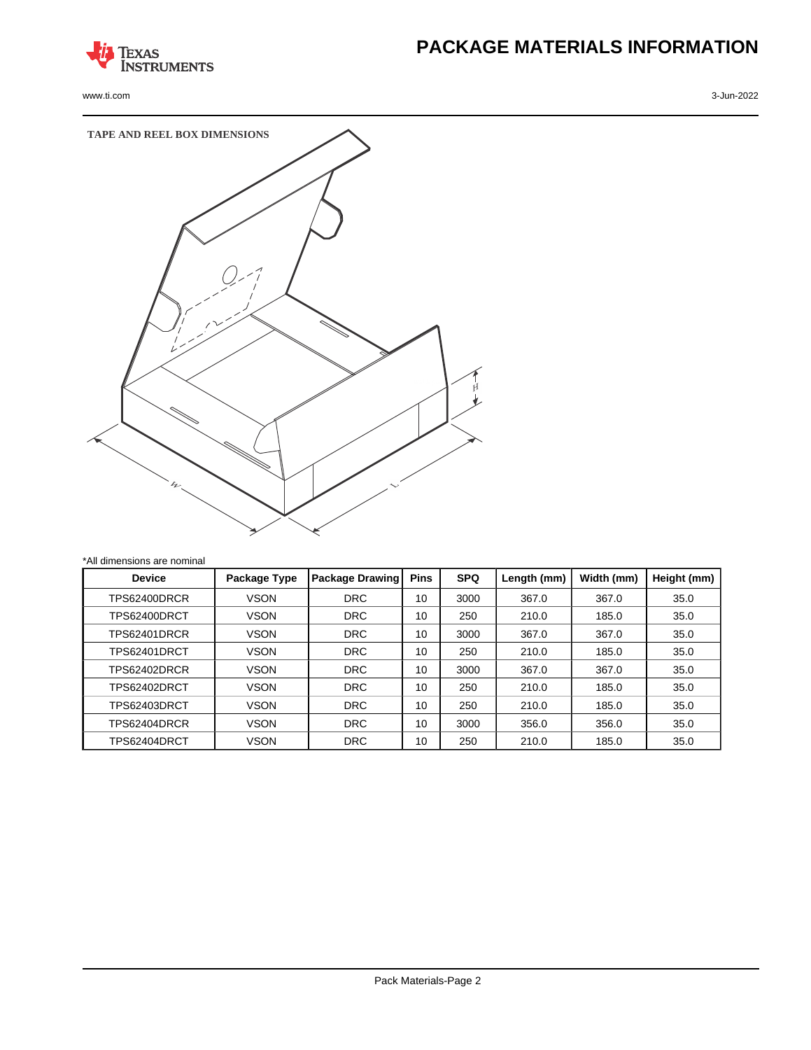# PACKAGE MATERIALS INFORMATION

www.ti.com

3-Jun-2022

**TAPE AND REEL BOX DIMENSIONS**

H

W

L

*All dimensions are nominal

| Device | Package Type | Package Drawing | Pins | SPQ | Length (mm) | Width (mm) | Height (mm) |
|---|---|---|---|---|---|---|---|
| TPS62400DRCR | VSON | DRC | 10 | 3000 | 367.0 | 367.0 | 35.0 |
| TPS62400DRCT | VSON | DRC | 10 | 250 | 210.0 | 185.0 | 35.0 |
| TPS62401DRCR | VSON | DRC | 10 | 3000 | 367.0 | 367.0 | 35.0 |
| TPS62401DRCT | VSON | DRC | 10 | 250 | 210.0 | 185.0 | 35.0 |
| TPS62402DRCR | VSON | DRC | 10 | 3000 | 367.0 | 367.0 | 35.0 |
| TPS62402DRCT | VSON | DRC | 10 | 250 | 210.0 | 185.0 | 35.0 |
| TPS62403DRCT | VSON | DRC | 10 | 250 | 210.0 | 185.0 | 35.0 |
| TPS62404DRCR | VSON | DRC | 10 | 3000 | 356.0 | 356.0 | 35.0 |
| TPS62404DRCT | VSON | DRC | 10 | 250 | 210.0 | 185.0 | 35.0 |